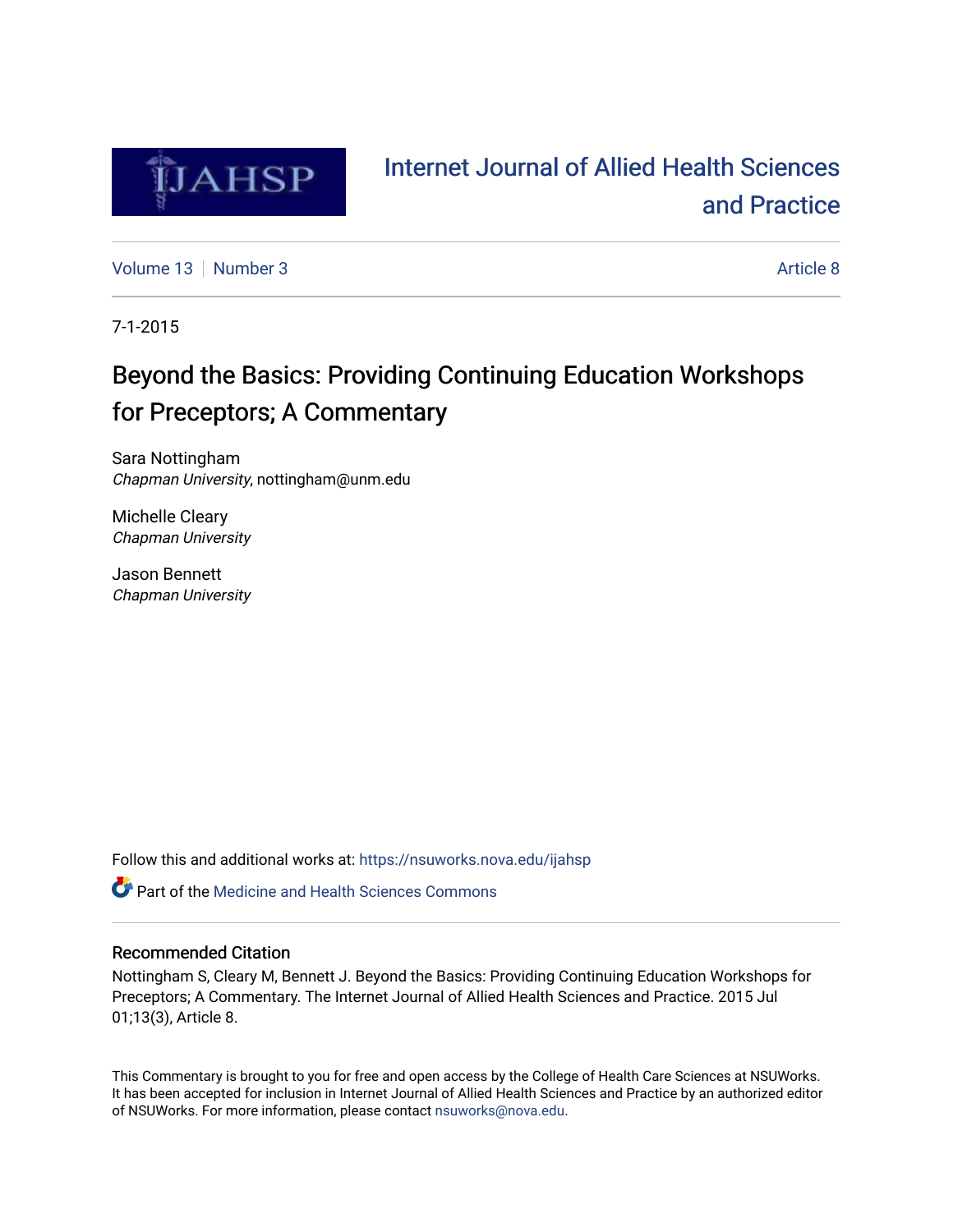Internet Journal of Allied Health Sciences and Practice

Volume 13 | Number 3 | Article 8

7-1-2015

# Beyond the Basics: Providing Continuing Education Workshops for Preceptors; A Commentary

Sara Nottingham
*Chapman University*, nottingham@unm.edu

Michelle Cleary
*Chapman University*

Jason Bennett
*Chapman University*

Follow this and additional works at: https://nsuworks.nova.edu/ijahsp

Part of the Medicine and Health Sciences Commons

## Recommended Citation

Nottingham S, Cleary M, Bennett J. Beyond the Basics: Providing Continuing Education Workshops for Preceptors; A Commentary. The Internet Journal of Allied Health Sciences and Practice. 2015 Jul 01;13(3), Article 8.

This Commentary is brought to you for free and open access by the College of Health Care Sciences at NSUWorks. It has been accepted for inclusion in Internet Journal of Allied Health Sciences and Practice by an authorized editor of NSUWorks. For more information, please contact nsuworks@nova.edu.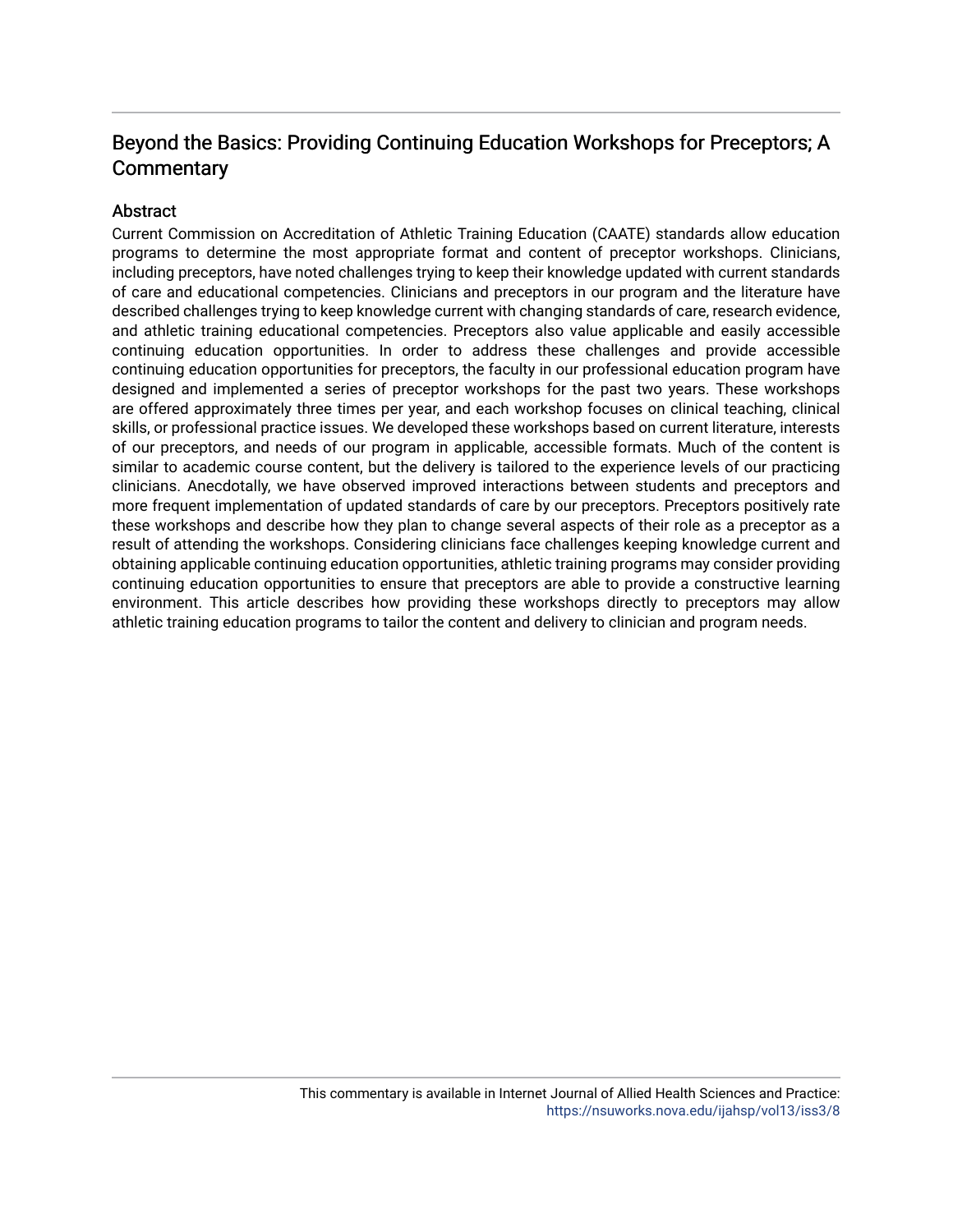# Beyond the Basics: Providing Continuing Education Workshops for Preceptors; A Commentary

## Abstract

Current Commission on Accreditation of Athletic Training Education (CAATE) standards allow education programs to determine the most appropriate format and content of preceptor workshops. Clinicians, including preceptors, have noted challenges trying to keep their knowledge updated with current standards of care and educational competencies. Clinicians and preceptors in our program and the literature have described challenges trying to keep knowledge current with changing standards of care, research evidence, and athletic training educational competencies. Preceptors also value applicable and easily accessible continuing education opportunities. In order to address these challenges and provide accessible continuing education opportunities for preceptors, the faculty in our professional education program have designed and implemented a series of preceptor workshops for the past two years. These workshops are offered approximately three times per year, and each workshop focuses on clinical teaching, clinical skills, or professional practice issues. We developed these workshops based on current literature, interests of our preceptors, and needs of our program in applicable, accessible formats. Much of the content is similar to academic course content, but the delivery is tailored to the experience levels of our practicing clinicians. Anecdotally, we have observed improved interactions between students and preceptors and more frequent implementation of updated standards of care by our preceptors. Preceptors positively rate these workshops and describe how they plan to change several aspects of their role as a preceptor as a result of attending the workshops. Considering clinicians face challenges keeping knowledge current and obtaining applicable continuing education opportunities, athletic training programs may consider providing continuing education opportunities to ensure that preceptors are able to provide a constructive learning environment. This article describes how providing these workshops directly to preceptors may allow athletic training education programs to tailor the content and delivery to clinician and program needs.

This commentary is available in Internet Journal of Allied Health Sciences and Practice: https://nsuworks.nova.edu/ijahsp/vol13/iss3/8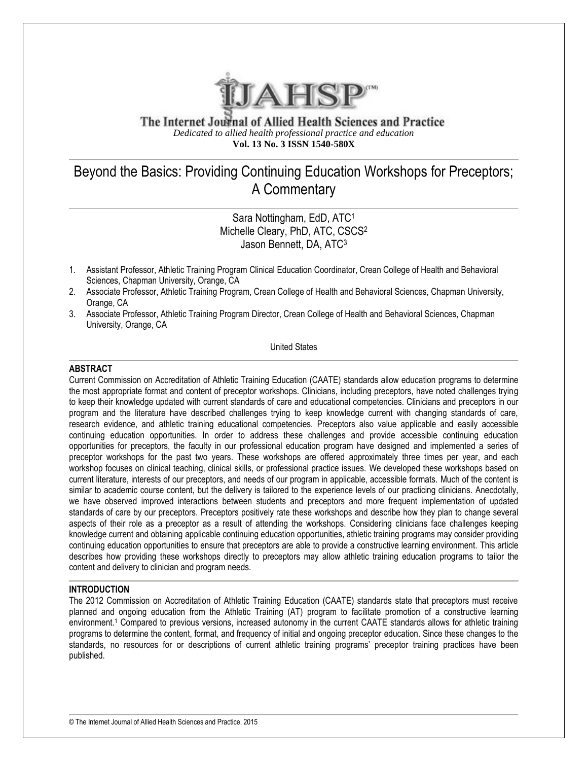# The Internet Journal of Allied Health Sciences and Practice

*Dedicated to allied health professional practice and education*

**Vol. 13 No. 3 ISSN 1540-580X**

# Beyond the Basics: Providing Continuing Education Workshops for Preceptors; A Commentary

Sara Nottingham, EdD, ATC[1]
Michelle Cleary, PhD, ATC, CSCS[2]
Jason Bennett, DA, ATC[3]

1. Assistant Professor, Athletic Training Program Clinical Education Coordinator, Crean College of Health and Behavioral Sciences, Chapman University, Orange, CA
2. Associate Professor, Athletic Training Program, Crean College of Health and Behavioral Sciences, Chapman University, Orange, CA
3. Associate Professor, Athletic Training Program Director, Crean College of Health and Behavioral Sciences, Chapman University, Orange, CA

United States

## ABSTRACT

Current Commission on Accreditation of Athletic Training Education (CAATE) standards allow education programs to determine the most appropriate format and content of preceptor workshops. Clinicians, including preceptors, have noted challenges trying to keep their knowledge updated with current standards of care and educational competencies. Clinicians and preceptors in our program and the literature have described challenges trying to keep knowledge current with changing standards of care, research evidence, and athletic training educational competencies. Preceptors also value applicable and easily accessible continuing education opportunities. In order to address these challenges and provide accessible continuing education opportunities for preceptors, the faculty in our professional education program have designed and implemented a series of preceptor workshops for the past two years. These workshops are offered approximately three times per year, and each workshop focuses on clinical teaching, clinical skills, or professional practice issues. We developed these workshops based on current literature, interests of our preceptors, and needs of our program in applicable, accessible formats. Much of the content is similar to academic course content, but the delivery is tailored to the experience levels of our practicing clinicians. Anecdotally, we have observed improved interactions between students and preceptors and more frequent implementation of updated standards of care by our preceptors. Preceptors positively rate these workshops and describe how they plan to change several aspects of their role as a preceptor as a result of attending the workshops. Considering clinicians face challenges keeping knowledge current and obtaining applicable continuing education opportunities, athletic training programs may consider providing continuing education opportunities to ensure that preceptors are able to provide a constructive learning environment. This article describes how providing these workshops directly to preceptors may allow athletic training education programs to tailor the content and delivery to clinician and program needs.

## INTRODUCTION

The 2012 Commission on Accreditation of Athletic Training Education (CAATE) standards state that preceptors must receive planned and ongoing education from the Athletic Training (AT) program to facilitate promotion of a constructive learning environment.[1] Compared to previous versions, increased autonomy in the current CAATE standards allows for athletic training programs to determine the content, format, and frequency of initial and ongoing preceptor education. Since these changes to the standards, no resources for or descriptions of current athletic training programs' preceptor training practices have been published.

© The Internet Journal of Allied Health Sciences and Practice, 2015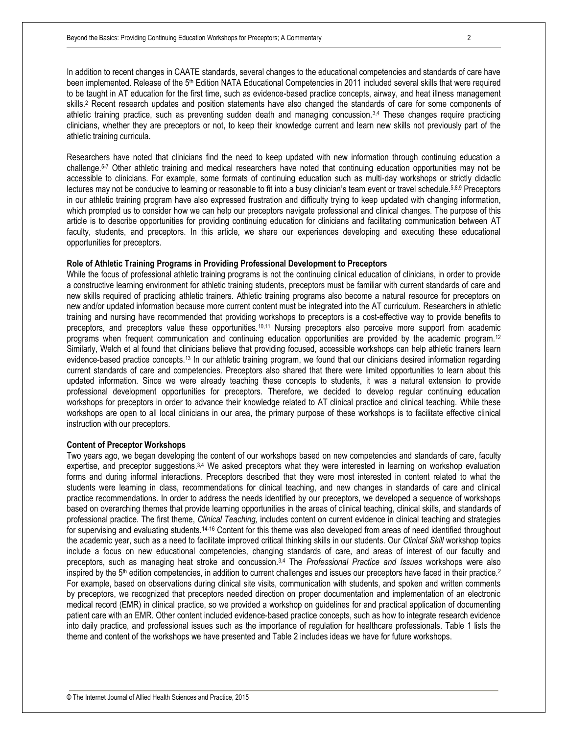In addition to recent changes in CAATE standards, several changes to the educational competencies and standards of care have been implemented. Release of the 5th Edition NATA Educational Competencies in 2011 included several skills that were required to be taught in AT education for the first time, such as evidence-based practice concepts, airway, and heat illness management skills.[2] Recent research updates and position statements have also changed the standards of care for some components of athletic training practice, such as preventing sudden death and managing concussion.[3,4] These changes require practicing clinicians, whether they are preceptors or not, to keep their knowledge current and learn new skills not previously part of the athletic training curricula.

Researchers have noted that clinicians find the need to keep updated with new information through continuing education a challenge.[5-7] Other athletic training and medical researchers have noted that continuing education opportunities may not be accessible to clinicians. For example, some formats of continuing education such as multi-day workshops or strictly didactic lectures may not be conducive to learning or reasonable to fit into a busy clinician's team event or travel schedule.[5,8,9] Preceptors in our athletic training program have also expressed frustration and difficulty trying to keep updated with changing information, which prompted us to consider how we can help our preceptors navigate professional and clinical changes. The purpose of this article is to describe opportunities for providing continuing education for clinicians and facilitating communication between AT faculty, students, and preceptors. In this article, we share our experiences developing and executing these educational opportunities for preceptors.

**Role of Athletic Training Programs in Providing Professional Development to Preceptors**

While the focus of professional athletic training programs is not the continuing clinical education of clinicians, in order to provide a constructive learning environment for athletic training students, preceptors must be familiar with current standards of care and new skills required of practicing athletic trainers. Athletic training programs also become a natural resource for preceptors on new and/or updated information because more current content must be integrated into the AT curriculum. Researchers in athletic training and nursing have recommended that providing workshops to preceptors is a cost-effective way to provide benefits to preceptors, and preceptors value these opportunities.[10,11] Nursing preceptors also perceive more support from academic programs when frequent communication and continuing education opportunities are provided by the academic program.[12] Similarly, Welch et al found that clinicians believe that providing focused, accessible workshops can help athletic trainers learn evidence-based practice concepts.[13] In our athletic training program, we found that our clinicians desired information regarding current standards of care and competencies. Preceptors also shared that there were limited opportunities to learn about this updated information. Since we were already teaching these concepts to students, it was a natural extension to provide professional development opportunities for preceptors. Therefore, we decided to develop regular continuing education workshops for preceptors in order to advance their knowledge related to AT clinical practice and clinical teaching. While these workshops are open to all local clinicians in our area, the primary purpose of these workshops is to facilitate effective clinical instruction with our preceptors.

**Content of Preceptor Workshops**

Two years ago, we began developing the content of our workshops based on new competencies and standards of care, faculty expertise, and preceptor suggestions.[3,4] We asked preceptors what they were interested in learning on workshop evaluation forms and during informal interactions. Preceptors described that they were most interested in content related to what the students were learning in class, recommendations for clinical teaching, and new changes in standards of care and clinical practice recommendations. In order to address the needs identified by our preceptors, we developed a sequence of workshops based on overarching themes that provide learning opportunities in the areas of clinical teaching, clinical skills, and standards of professional practice. The first theme, *Clinical Teaching,* includes content on current evidence in clinical teaching and strategies for supervising and evaluating students.[14-16] Content for this theme was also developed from areas of need identified throughout the academic year, such as a need to facilitate improved critical thinking skills in our students. Our *Clinical Skill* workshop topics include a focus on new educational competencies, changing standards of care, and areas of interest of our faculty and preceptors, such as managing heat stroke and concussion.[3,4] The *Professional Practice and Issues* workshops were also inspired by the 5th edition competencies, in addition to current challenges and issues our preceptors have faced in their practice.[2] For example, based on observations during clinical site visits, communication with students, and spoken and written comments by preceptors, we recognized that preceptors needed direction on proper documentation and implementation of an electronic medical record (EMR) in clinical practice, so we provided a workshop on guidelines for and practical application of documenting patient care with an EMR. Other content included evidence-based practice concepts, such as how to integrate research evidence into daily practice, and professional issues such as the importance of regulation for healthcare professionals. Table 1 lists the theme and content of the workshops we have presented and Table 2 includes ideas we have for future workshops.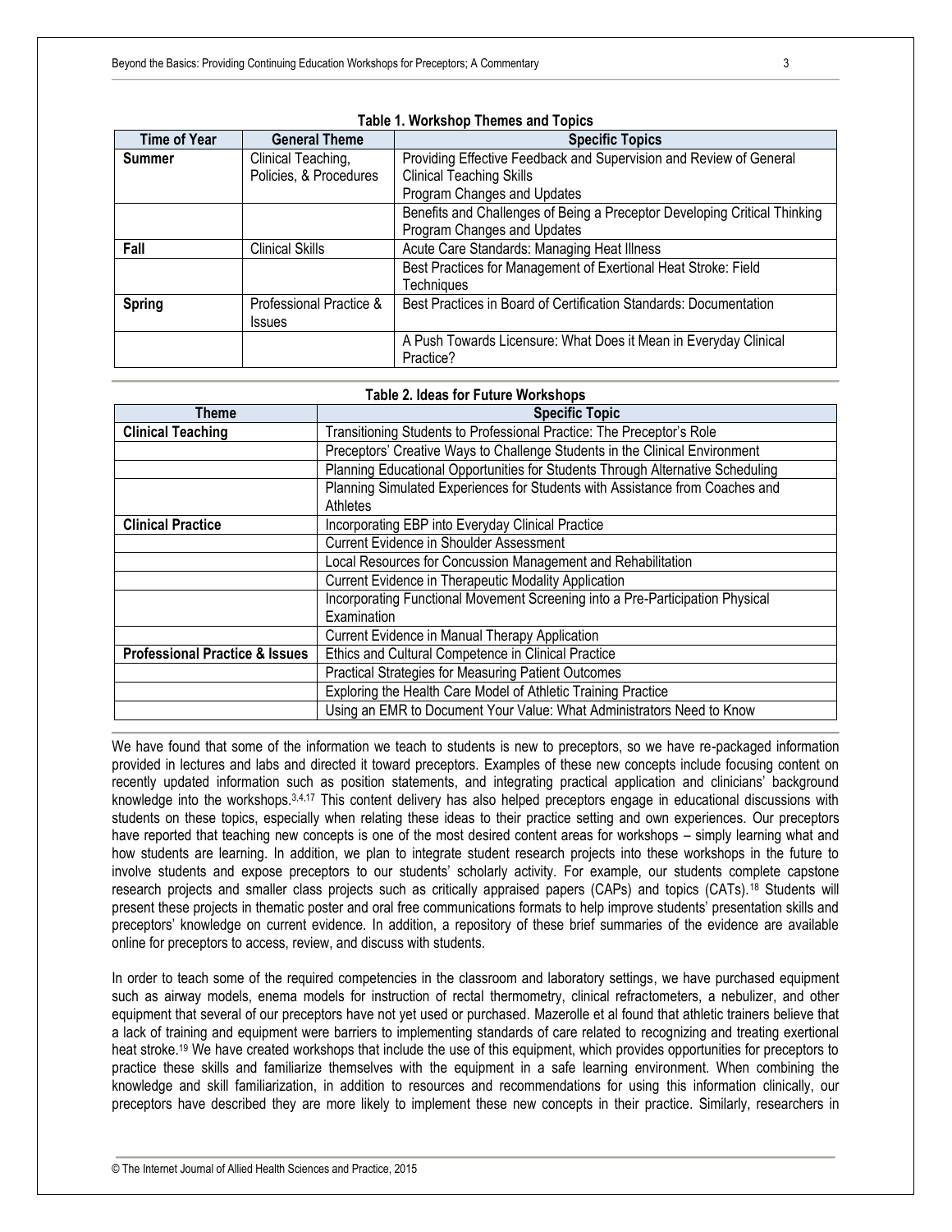**Table 1. Workshop Themes and Topics**

| Time of Year | General Theme | Specific Topics |
|---|---|---|
| **Summer** | Clinical Teaching, Policies, & Procedures | Providing Effective Feedback and Supervision and Review of General Clinical Teaching Skills<br>Program Changes and Updates |
| | | Benefits and Challenges of Being a Preceptor Developing Critical Thinking<br>Program Changes and Updates |
| **Fall** | Clinical Skills | Acute Care Standards: Managing Heat Illness |
| | | Best Practices for Management of Exertional Heat Stroke: Field Techniques |
| **Spring** | Professional Practice & Issues | Best Practices in Board of Certification Standards: Documentation |
| | | A Push Towards Licensure: What Does it Mean in Everyday Clinical Practice? |

**Table 2. Ideas for Future Workshops**

| Theme | Specific Topic |
|---|---|
| **Clinical Teaching** | Transitioning Students to Professional Practice: The Preceptor's Role |
| | Preceptors' Creative Ways to Challenge Students in the Clinical Environment |
| | Planning Educational Opportunities for Students Through Alternative Scheduling |
| | Planning Simulated Experiences for Students with Assistance from Coaches and Athletes |
| **Clinical Practice** | Incorporating EBP into Everyday Clinical Practice |
| | Current Evidence in Shoulder Assessment |
| | Local Resources for Concussion Management and Rehabilitation |
| | Current Evidence in Therapeutic Modality Application |
| | Incorporating Functional Movement Screening into a Pre-Participation Physical Examination |
| | Current Evidence in Manual Therapy Application |
| **Professional Practice & Issues** | Ethics and Cultural Competence in Clinical Practice |
| | Practical Strategies for Measuring Patient Outcomes |
| | Exploring the Health Care Model of Athletic Training Practice |
| | Using an EMR to Document Your Value: What Administrators Need to Know |

We have found that some of the information we teach to students is new to preceptors, so we have re-packaged information provided in lectures and labs and directed it toward preceptors. Examples of these new concepts include focusing content on recently updated information such as position statements, and integrating practical application and clinicians' background knowledge into the workshops.[3,4,17] This content delivery has also helped preceptors engage in educational discussions with students on these topics, especially when relating these ideas to their practice setting and own experiences. Our preceptors have reported that teaching new concepts is one of the most desired content areas for workshops – simply learning what and how students are learning. In addition, we plan to integrate student research projects into these workshops in the future to involve students and expose preceptors to our students' scholarly activity. For example, our students complete capstone research projects and smaller class projects such as critically appraised papers (CAPs) and topics (CATs).[18] Students will present these projects in thematic poster and oral free communications formats to help improve students' presentation skills and preceptors' knowledge on current evidence. In addition, a repository of these brief summaries of the evidence are available online for preceptors to access, review, and discuss with students.

In order to teach some of the required competencies in the classroom and laboratory settings, we have purchased equipment such as airway models, enema models for instruction of rectal thermometry, clinical refractometers, a nebulizer, and other equipment that several of our preceptors have not yet used or purchased. Mazerolle et al found that athletic trainers believe that a lack of training and equipment were barriers to implementing standards of care related to recognizing and treating exertional heat stroke.[19] We have created workshops that include the use of this equipment, which provides opportunities for preceptors to practice these skills and familiarize themselves with the equipment in a safe learning environment. When combining the knowledge and skill familiarization, in addition to resources and recommendations for using this information clinically, our preceptors have described they are more likely to implement these new concepts in their practice. Similarly, researchers in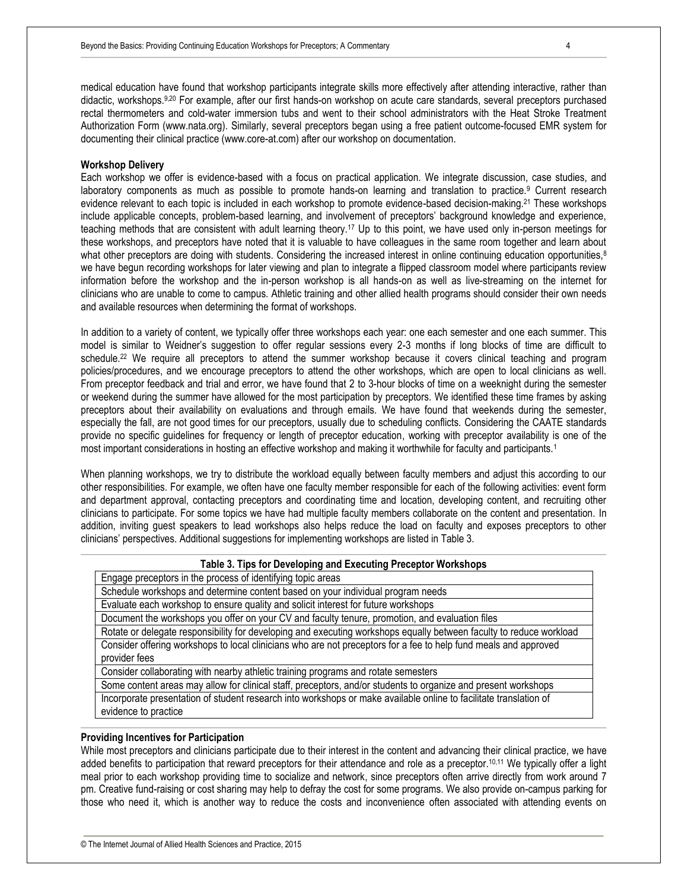medical education have found that workshop participants integrate skills more effectively after attending interactive, rather than didactic, workshops.[9,20] For example, after our first hands-on workshop on acute care standards, several preceptors purchased rectal thermometers and cold-water immersion tubs and went to their school administrators with the Heat Stroke Treatment Authorization Form (www.nata.org). Similarly, several preceptors began using a free patient outcome-focused EMR system for documenting their clinical practice (www.core-at.com) after our workshop on documentation.

**Workshop Delivery**

Each workshop we offer is evidence-based with a focus on practical application. We integrate discussion, case studies, and laboratory components as much as possible to promote hands-on learning and translation to practice.[9] Current research evidence relevant to each topic is included in each workshop to promote evidence-based decision-making.[21] These workshops include applicable concepts, problem-based learning, and involvement of preceptors' background knowledge and experience, teaching methods that are consistent with adult learning theory.[17] Up to this point, we have used only in-person meetings for these workshops, and preceptors have noted that it is valuable to have colleagues in the same room together and learn about what other preceptors are doing with students. Considering the increased interest in online continuing education opportunities,[8] we have begun recording workshops for later viewing and plan to integrate a flipped classroom model where participants review information before the workshop and the in-person workshop is all hands-on as well as live-streaming on the internet for clinicians who are unable to come to campus. Athletic training and other allied health programs should consider their own needs and available resources when determining the format of workshops.

In addition to a variety of content, we typically offer three workshops each year: one each semester and one each summer. This model is similar to Weidner's suggestion to offer regular sessions every 2-3 months if long blocks of time are difficult to schedule.[22] We require all preceptors to attend the summer workshop because it covers clinical teaching and program policies/procedures, and we encourage preceptors to attend the other workshops, which are open to local clinicians as well. From preceptor feedback and trial and error, we have found that 2 to 3-hour blocks of time on a weeknight during the semester or weekend during the summer have allowed for the most participation by preceptors. We identified these time frames by asking preceptors about their availability on evaluations and through emails. We have found that weekends during the semester, especially the fall, are not good times for our preceptors, usually due to scheduling conflicts. Considering the CAATE standards provide no specific guidelines for frequency or length of preceptor education, working with preceptor availability is one of the most important considerations in hosting an effective workshop and making it worthwhile for faculty and participants.[1]

When planning workshops, we try to distribute the workload equally between faculty members and adjust this according to our other responsibilities. For example, we often have one faculty member responsible for each of the following activities: event form and department approval, contacting preceptors and coordinating time and location, developing content, and recruiting other clinicians to participate. For some topics we have had multiple faculty members collaborate on the content and presentation. In addition, inviting guest speakers to lead workshops also helps reduce the load on faculty and exposes preceptors to other clinicians' perspectives. Additional suggestions for implementing workshops are listed in Table 3.

**Table 3. Tips for Developing and Executing Preceptor Workshops**

| Tips |
|---|
| Engage preceptors in the process of identifying topic areas |
| Schedule workshops and determine content based on your individual program needs |
| Evaluate each workshop to ensure quality and solicit interest for future workshops |
| Document the workshops you offer on your CV and faculty tenure, promotion, and evaluation files |
| Rotate or delegate responsibility for developing and executing workshops equally between faculty to reduce workload |
| Consider offering workshops to local clinicians who are not preceptors for a fee to help fund meals and approved provider fees |
| Consider collaborating with nearby athletic training programs and rotate semesters |
| Some content areas may allow for clinical staff, preceptors, and/or students to organize and present workshops |
| Incorporate presentation of student research into workshops or make available online to facilitate translation of evidence to practice |

**Providing Incentives for Participation**

While most preceptors and clinicians participate due to their interest in the content and advancing their clinical practice, we have added benefits to participation that reward preceptors for their attendance and role as a preceptor.[10,11] We typically offer a light meal prior to each workshop providing time to socialize and network, since preceptors often arrive directly from work around 7 pm. Creative fund-raising or cost sharing may help to defray the cost for some programs. We also provide on-campus parking for those who need it, which is another way to reduce the costs and inconvenience often associated with attending events on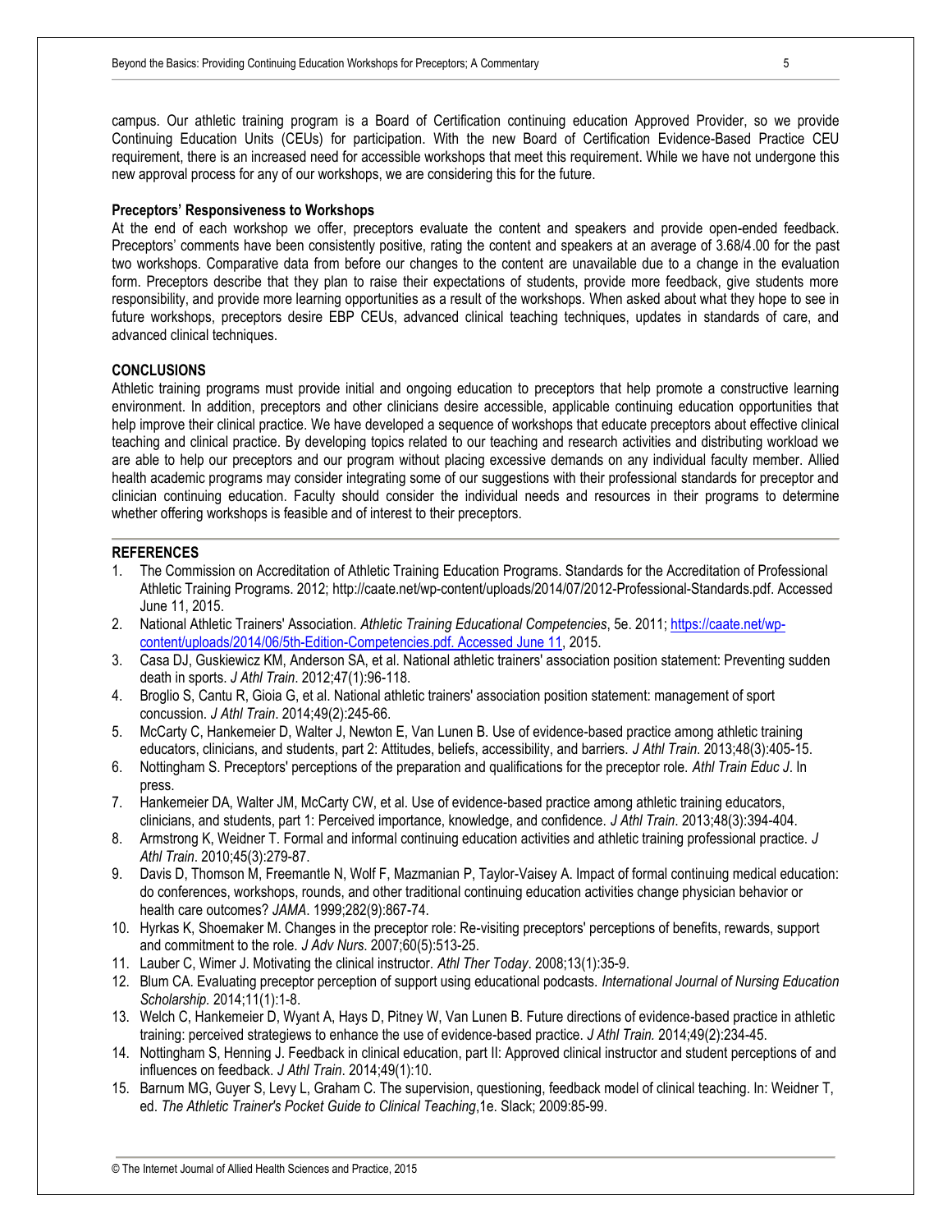campus. Our athletic training program is a Board of Certification continuing education Approved Provider, so we provide Continuing Education Units (CEUs) for participation. With the new Board of Certification Evidence-Based Practice CEU requirement, there is an increased need for accessible workshops that meet this requirement. While we have not undergone this new approval process for any of our workshops, we are considering this for the future.

**Preceptors' Responsiveness to Workshops**

At the end of each workshop we offer, preceptors evaluate the content and speakers and provide open-ended feedback. Preceptors' comments have been consistently positive, rating the content and speakers at an average of 3.68/4.00 for the past two workshops. Comparative data from before our changes to the content are unavailable due to a change in the evaluation form. Preceptors describe that they plan to raise their expectations of students, provide more feedback, give students more responsibility, and provide more learning opportunities as a result of the workshops. When asked about what they hope to see in future workshops, preceptors desire EBP CEUs, advanced clinical teaching techniques, updates in standards of care, and advanced clinical techniques.

## CONCLUSIONS

Athletic training programs must provide initial and ongoing education to preceptors that help promote a constructive learning environment. In addition, preceptors and other clinicians desire accessible, applicable continuing education opportunities that help improve their clinical practice. We have developed a sequence of workshops that educate preceptors about effective clinical teaching and clinical practice. By developing topics related to our teaching and research activities and distributing workload we are able to help our preceptors and our program without placing excessive demands on any individual faculty member. Allied health academic programs may consider integrating some of our suggestions with their professional standards for preceptor and clinician continuing education. Faculty should consider the individual needs and resources in their programs to determine whether offering workshops is feasible and of interest to their preceptors.

## REFERENCES

1. The Commission on Accreditation of Athletic Training Education Programs. Standards for the Accreditation of Professional Athletic Training Programs. 2012; http://caate.net/wp-content/uploads/2014/07/2012-Professional-Standards.pdf. Accessed June 11, 2015.
2. National Athletic Trainers' Association. *Athletic Training Educational Competencies*, 5e. 2011; https://caate.net/wp-content/uploads/2014/06/5th-Edition-Competencies.pdf. Accessed June 11, 2015.
3. Casa DJ, Guskiewicz KM, Anderson SA, et al. National athletic trainers' association position statement: Preventing sudden death in sports. *J Athl Train*. 2012;47(1):96-118.
4. Broglio S, Cantu R, Gioia G, et al. National athletic trainers' association position statement: management of sport concussion. *J Athl Train*. 2014;49(2):245-66.
5. McCarty C, Hankemeier D, Walter J, Newton E, Van Lunen B. Use of evidence-based practice among athletic training educators, clinicians, and students, part 2: Attitudes, beliefs, accessibility, and barriers. *J Athl Train*. 2013;48(3):405-15.
6. Nottingham S. Preceptors' perceptions of the preparation and qualifications for the preceptor role. *Athl Train Educ J*. In press.
7. Hankemeier DA, Walter JM, McCarty CW, et al. Use of evidence-based practice among athletic training educators, clinicians, and students, part 1: Perceived importance, knowledge, and confidence. *J Athl Train*. 2013;48(3):394-404.
8. Armstrong K, Weidner T. Formal and informal continuing education activities and athletic training professional practice. *J Athl Train*. 2010;45(3):279-87.
9. Davis D, Thomson M, Freemantle N, Wolf F, Mazmanian P, Taylor-Vaisey A. Impact of formal continuing medical education: do conferences, workshops, rounds, and other traditional continuing education activities change physician behavior or health care outcomes? *JAMA*. 1999;282(9):867-74.
10. Hyrkas K, Shoemaker M. Changes in the preceptor role: Re-visiting preceptors' perceptions of benefits, rewards, support and commitment to the role. *J Adv Nurs*. 2007;60(5):513-25.
11. Lauber C, Wimer J. Motivating the clinical instructor. *Athl Ther Today*. 2008;13(1):35-9.
12. Blum CA. Evaluating preceptor perception of support using educational podcasts. *International Journal of Nursing Education Scholarship.* 2014;11(1):1-8.
13. Welch C, Hankemeier D, Wyant A, Hays D, Pitney W, Van Lunen B. Future directions of evidence-based practice in athletic training: perceived strategiews to enhance the use of evidence-based practice. *J Athl Train.* 2014;49(2):234-45.
14. Nottingham S, Henning J. Feedback in clinical education, part II: Approved clinical instructor and student perceptions of and influences on feedback. *J Athl Train*. 2014;49(1):10.
15. Barnum MG, Guyer S, Levy L, Graham C. The supervision, questioning, feedback model of clinical teaching. In: Weidner T, ed. *The Athletic Trainer's Pocket Guide to Clinical Teaching*,1e. Slack; 2009:85-99.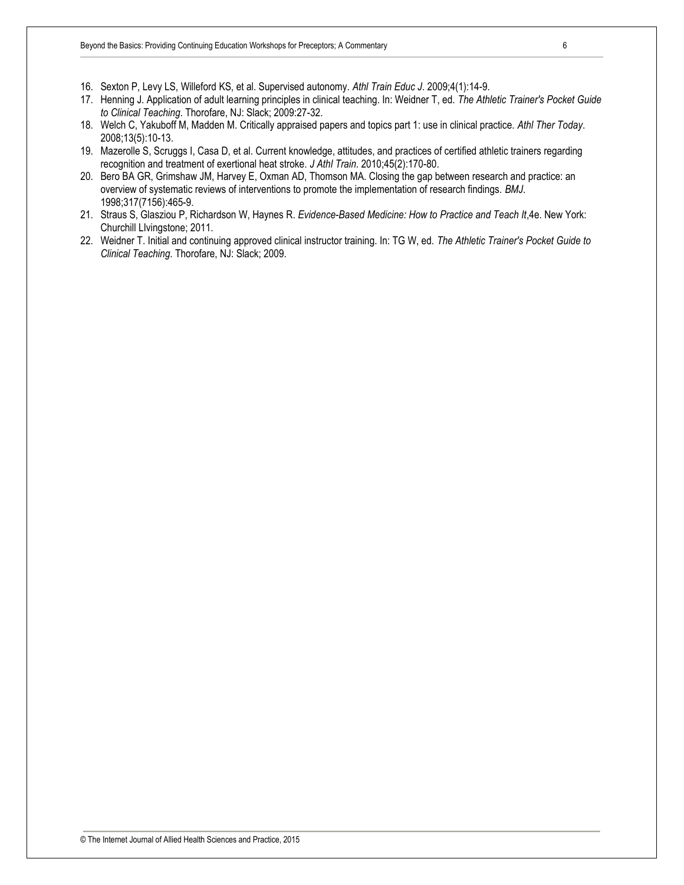16. Sexton P, Levy LS, Willeford KS, et al. Supervised autonomy. *Athl Train Educ J*. 2009;4(1):14-9.
17. Henning J. Application of adult learning principles in clinical teaching. In: Weidner T, ed. *The Athletic Trainer's Pocket Guide to Clinical Teaching*. Thorofare, NJ: Slack; 2009:27-32.
18. Welch C, Yakuboff M, Madden M. Critically appraised papers and topics part 1: use in clinical practice. *Athl Ther Today*. 2008;13(5):10-13.
19. Mazerolle S, Scruggs I, Casa D, et al. Current knowledge, attitudes, and practices of certified athletic trainers regarding recognition and treatment of exertional heat stroke. *J Athl Train*. 2010;45(2):170-80.
20. Bero BA GR, Grimshaw JM, Harvey E, Oxman AD, Thomson MA. Closing the gap between research and practice: an overview of systematic reviews of interventions to promote the implementation of research findings. *BMJ*. 1998;317(7156):465-9.
21. Straus S, Glasziou P, Richardson W, Haynes R. *Evidence-Based Medicine: How to Practice and Teach It*,4e. New York: Churchill LIvingstone; 2011.
22. Weidner T. Initial and continuing approved clinical instructor training. In: TG W, ed. *The Athletic Trainer's Pocket Guide to Clinical Teaching*. Thorofare, NJ: Slack; 2009.